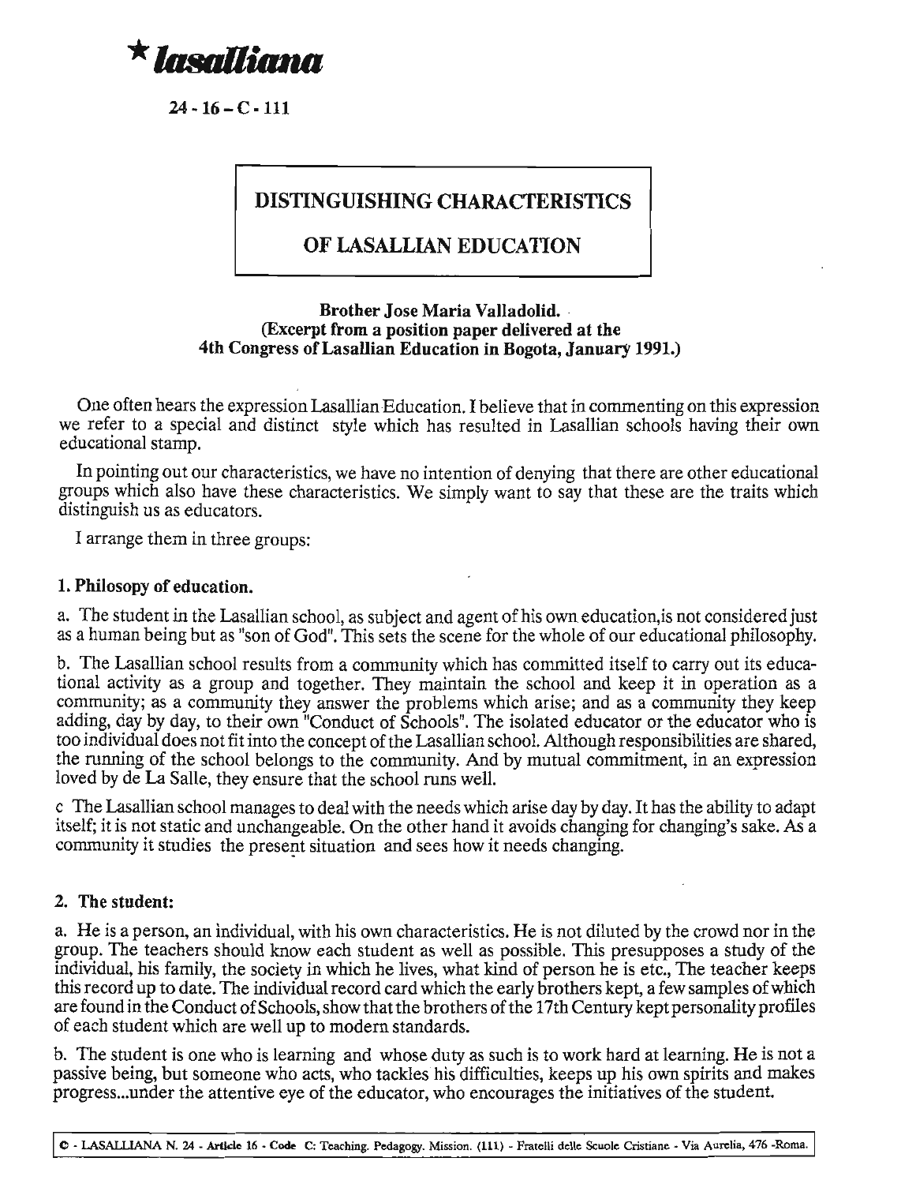★ *lasalliana*

24 - 16 – C - 111

## DISTINGUISHING CHARACTERISTICS OF LASALLIAN EDUCATION

**Brother Jose Maria Valladolid.**
**(Excerpt from a position paper delivered at the 4th Congress of Lasallian Education in Bogota, January 1991.)**

One often hears the expression Lasallian Education. I believe that in commenting on this expression we refer to a special and distinct style which has resulted in Lasallian schools having their own educational stamp.

In pointing out our characteristics, we have no intention of denying that there are other educational groups which also have these characteristics. We simply want to say that these are the traits which distinguish us as educators.

I arrange them in three groups:

### 1. Philosopy of education.

a. The student in the Lasallian school, as subject and agent of his own education,is not considered just as a human being but as "son of God". This sets the scene for the whole of our educational philosophy.

b. The Lasallian school results from a community which has committed itself to carry out its educational activity as a group and together. They maintain the school and keep it in operation as a community; as a community they answer the problems which arise; and as a community they keep adding, day by day, to their own "Conduct of Schools". The isolated educator or the educator who is too individual does not fit into the concept of the Lasallian school. Although responsibilities are shared, the running of the school belongs to the community. And by mutual commitment, in an expression loved by de La Salle, they ensure that the school runs well.

c The Lasallian school manages to deal with the needs which arise day by day. It has the ability to adapt itself; it is not static and unchangeable. On the other hand it avoids changing for changing's sake. As a community it studies the present situation and sees how it needs changing.

### 2. The student:

a. He is a person, an individual, with his own characteristics. He is not diluted by the crowd nor in the group. The teachers should know each student as well as possible. This presupposes a study of the individual, his family, the society in which he lives, what kind of person he is etc., The teacher keeps this record up to date. The individual record card which the early brothers kept, a few samples of which are found in the Conduct of Schools, show that the brothers of the 17th Century kept personality profiles of each student which are well up to modern standards.

b. The student is one who is learning and whose duty as such is to work hard at learning. He is not a passive being, but someone who acts, who tackles his difficulties, keeps up his own spirits and makes progress...under the attentive eye of the educator, who encourages the initiatives of the student.

C - LASALLIANA N. 24 - Article 16 - Code C: Teaching. Pedagogy. Mission. (111) - Fratelli delle Scuole Cristiane - Via Aurelia, 476 -Roma.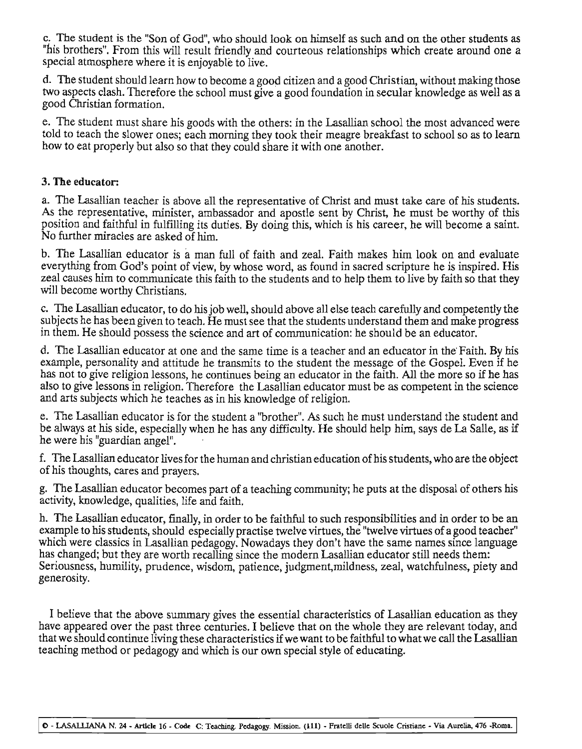c. The student is the "Son of God", who should look on himself as such and on the other students as "his brothers". From this will result friendly and courteous relationships which create around one a special atmosphere where it is enjoyable to live.

d. The student should learn how to become a good citizen and a good Christian, without making those two aspects clash. Therefore the school must give a good foundation in secular knowledge as well as a good Christian formation.

e. The student must share his goods with the others: in the Lasallian school the most advanced were told to teach the slower ones; each morning they took their meagre breakfast to school so as to learn how to eat properly but also so that they could share it with one another.

**3. The educator:**

a. The Lasallian teacher is above all the representative of Christ and must take care of his students. As the representative, minister, ambassador and apostle sent by Christ, he must be worthy of this position and faithful in fulfilling its duties. By doing this, which is his career, he will become a saint. No further miracles are asked of him.

b. The Lasallian educator is a man full of faith and zeal. Faith makes him look on and evaluate everything from God's point of view, by whose word, as found in sacred scripture he is inspired. His zeal causes him to communicate this faith to the students and to help them to live by faith so that they will become worthy Christians.

c. The Lasallian educator, to do his job well, should above all else teach carefully and competently the subjects he has been given to teach. He must see that the students understand them and make progress in them. He should possess the science and art of communication: he should be an educator.

d. The Lasallian educator at one and the same time is a teacher and an educator in the Faith. By his example, personality and attitude he transmits to the student the message of the Gospel. Even if he has not to give religion lessons, he continues being an educator in the faith. All the more so if he has also to give lessons in religion. Therefore the Lasallian educator must be as competent in the science and arts subjects which he teaches as in his knowledge of religion.

e. The Lasallian educator is for the student a "brother". As such he must understand the student and be always at his side, especially when he has any difficulty. He should help him, says de La Salle, as if he were his "guardian angel".

f. The Lasallian educator lives for the human and christian education of his students, who are the object of his thoughts, cares and prayers.

g. The Lasallian educator becomes part of a teaching community; he puts at the disposal of others his activity, knowledge, qualities, life and faith.

h. The Lasallian educator, finally, in order to be faithful to such responsibilities and in order to be an example to his students, should especially practise twelve virtues, the "twelve virtues of a good teacher" which were classics in Lasallian pedagogy. Nowadays they don't have the same names since language has changed; but they are worth recalling since the modern Lasallian educator still needs them: Seriousness, humility, prudence, wisdom, patience, judgment,mildness, zeal, watchfulness, piety and generosity.

I believe that the above summary gives the essential characteristics of Lasallian education as they have appeared over the past three centuries. I believe that on the whole they are relevant today, and that we should continue living these characteristics if we want to be faithful to what we call the Lasallian teaching method or pedagogy and which is our own special style of educating.